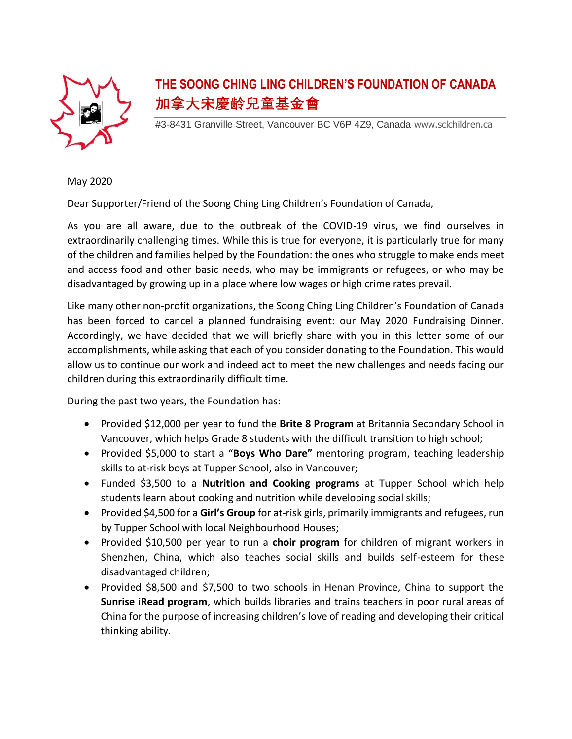# THE SOONG CHING LING CHILDREN'S FOUNDATION OF CANADA
# 加拿大宋慶齡兒童基金會

#3-8431 Granville Street, Vancouver BC V6P 4Z9, Canada www.sclchildren.ca

May 2020

Dear Supporter/Friend of the Soong Ching Ling Children's Foundation of Canada,

As you are all aware, due to the outbreak of the COVID-19 virus, we find ourselves in extraordinarily challenging times. While this is true for everyone, it is particularly true for many of the children and families helped by the Foundation: the ones who struggle to make ends meet and access food and other basic needs, who may be immigrants or refugees, or who may be disadvantaged by growing up in a place where low wages or high crime rates prevail.

Like many other non-profit organizations, the Soong Ching Ling Children's Foundation of Canada has been forced to cancel a planned fundraising event: our May 2020 Fundraising Dinner. Accordingly, we have decided that we will briefly share with you in this letter some of our accomplishments, while asking that each of you consider donating to the Foundation. This would allow us to continue our work and indeed act to meet the new challenges and needs facing our children during this extraordinarily difficult time.

During the past two years, the Foundation has:

- Provided $12,000 per year to fund the **Brite 8 Program** at Britannia Secondary School in Vancouver, which helps Grade 8 students with the difficult transition to high school;
- Provided $5,000 to start a "**Boys Who Dare"** mentoring program, teaching leadership skills to at-risk boys at Tupper School, also in Vancouver;
- Funded $3,500 to a **Nutrition and Cooking programs** at Tupper School which help students learn about cooking and nutrition while developing social skills;
- Provided $4,500 for a **Girl's Group** for at-risk girls, primarily immigrants and refugees, run by Tupper School with local Neighbourhood Houses;
- Provided $10,500 per year to run a **choir program** for children of migrant workers in Shenzhen, China, which also teaches social skills and builds self-esteem for these disadvantaged children;
- Provided $8,500 and $7,500 to two schools in Henan Province, China to support the **Sunrise iRead program**, which builds libraries and trains teachers in poor rural areas of China for the purpose of increasing children's love of reading and developing their critical thinking ability.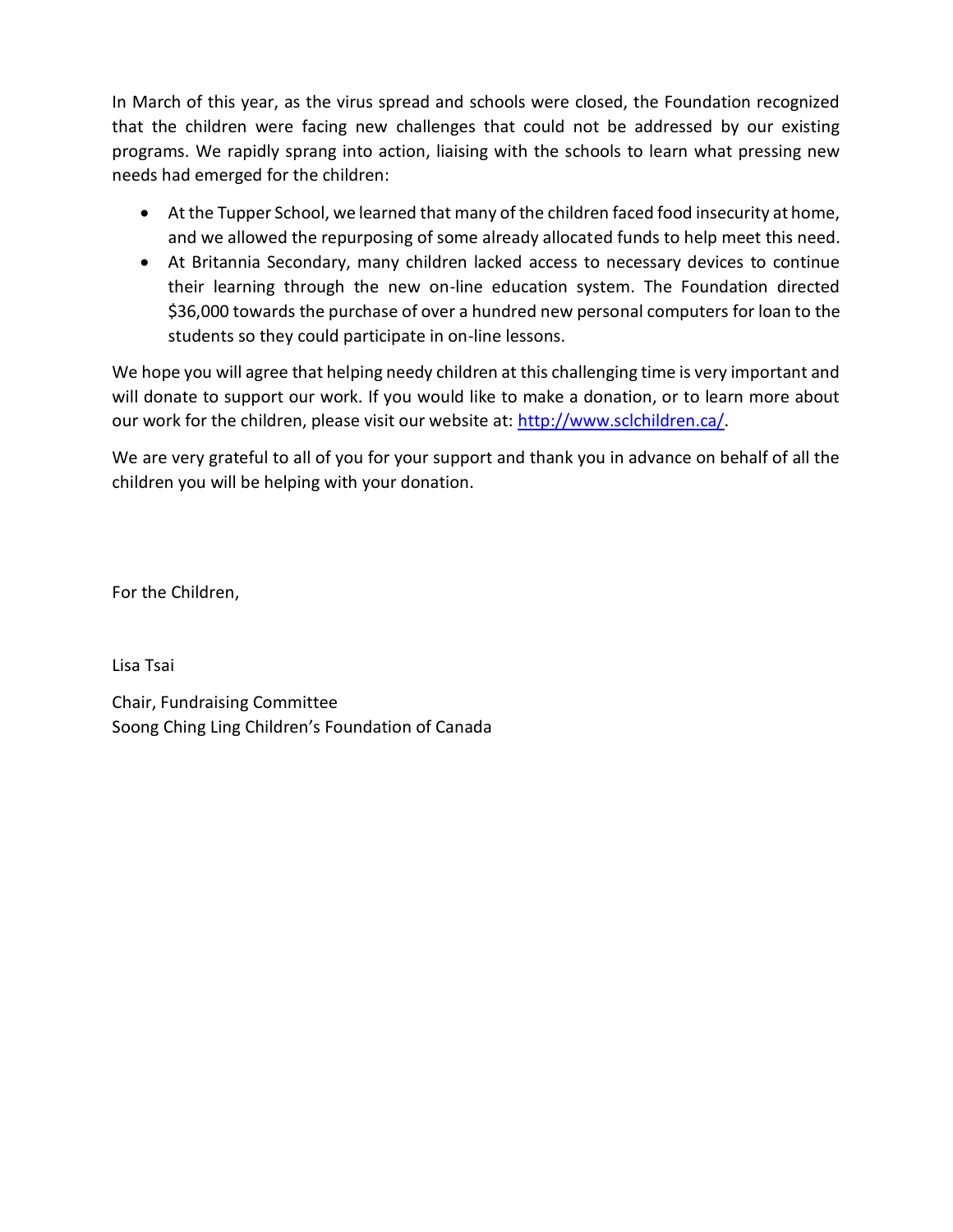In March of this year, as the virus spread and schools were closed, the Foundation recognized that the children were facing new challenges that could not be addressed by our existing programs. We rapidly sprang into action, liaising with the schools to learn what pressing new needs had emerged for the children:

- At the Tupper School, we learned that many of the children faced food insecurity at home, and we allowed the repurposing of some already allocated funds to help meet this need.
- At Britannia Secondary, many children lacked access to necessary devices to continue their learning through the new on-line education system. The Foundation directed $36,000 towards the purchase of over a hundred new personal computers for loan to the students so they could participate in on-line lessons.

We hope you will agree that helping needy children at this challenging time is very important and will donate to support our work. If you would like to make a donation, or to learn more about our work for the children, please visit our website at: [http://www.sclchildren.ca/](http://www.sclchildren.ca/).

We are very grateful to all of you for your support and thank you in advance on behalf of all the children you will be helping with your donation.

For the Children,

Lisa Tsai

Chair, Fundraising Committee
Soong Ching Ling Children's Foundation of Canada